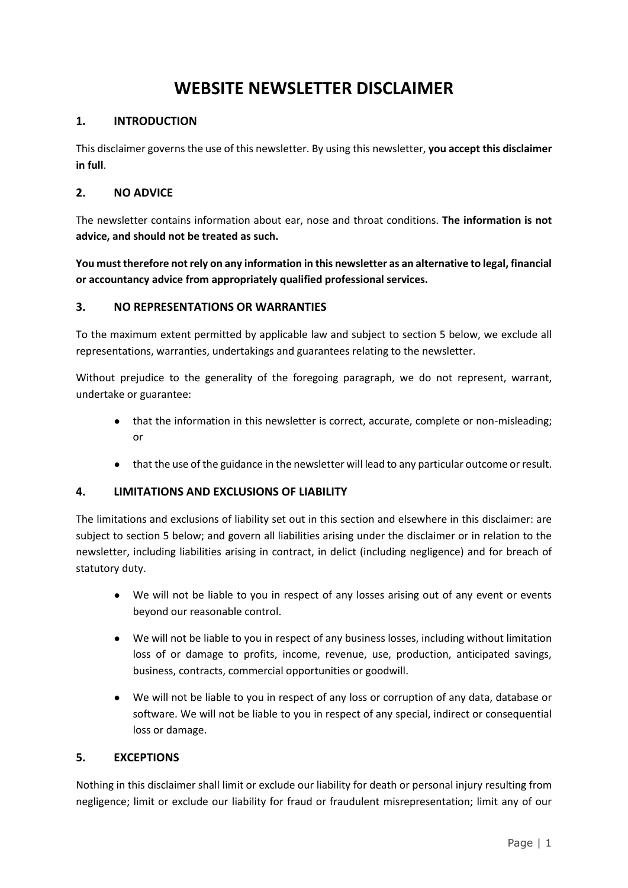# WEBSITE NEWSLETTER DISCLAIMER

## 1. INTRODUCTION

This disclaimer governs the use of this newsletter. By using this newsletter, **you accept this disclaimer in full**.

## 2. NO ADVICE

The newsletter contains information about ear, nose and throat conditions. **The information is not advice, and should not be treated as such.**

**You must therefore not rely on any information in this newsletter as an alternative to legal, financial or accountancy advice from appropriately qualified professional services.**

## 3. NO REPRESENTATIONS OR WARRANTIES

To the maximum extent permitted by applicable law and subject to section 5 below, we exclude all representations, warranties, undertakings and guarantees relating to the newsletter.

Without prejudice to the generality of the foregoing paragraph, we do not represent, warrant, undertake or guarantee:

- that the information in this newsletter is correct, accurate, complete or non-misleading; or
- that the use of the guidance in the newsletter will lead to any particular outcome or result.

## 4. LIMITATIONS AND EXCLUSIONS OF LIABILITY

The limitations and exclusions of liability set out in this section and elsewhere in this disclaimer: are subject to section 5 below; and govern all liabilities arising under the disclaimer or in relation to the newsletter, including liabilities arising in contract, in delict (including negligence) and for breach of statutory duty.

- We will not be liable to you in respect of any losses arising out of any event or events beyond our reasonable control.
- We will not be liable to you in respect of any business losses, including without limitation loss of or damage to profits, income, revenue, use, production, anticipated savings, business, contracts, commercial opportunities or goodwill.
- We will not be liable to you in respect of any loss or corruption of any data, database or software. We will not be liable to you in respect of any special, indirect or consequential loss or damage.

## 5. EXCEPTIONS

Nothing in this disclaimer shall limit or exclude our liability for death or personal injury resulting from negligence; limit or exclude our liability for fraud or fraudulent misrepresentation; limit any of our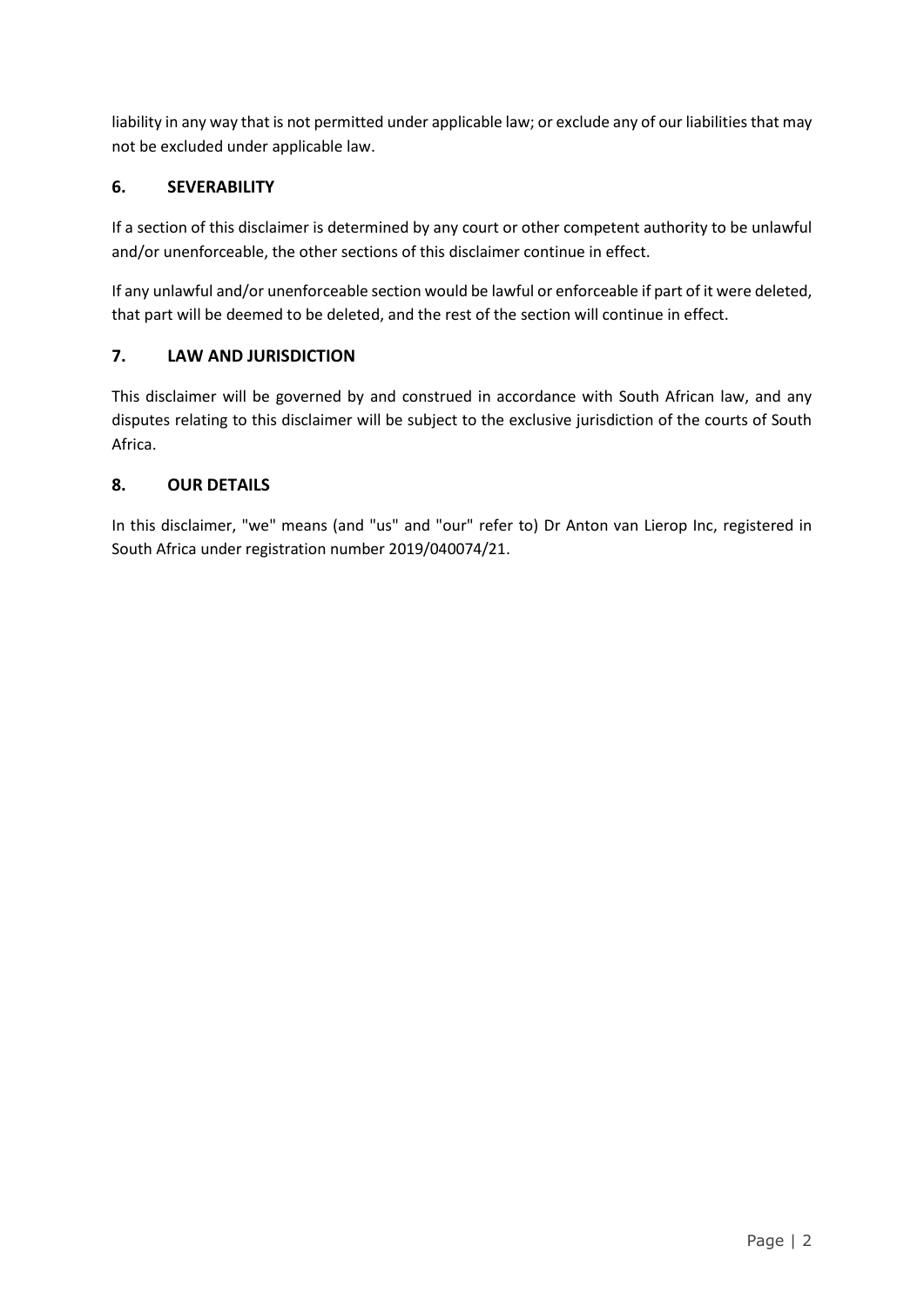liability in any way that is not permitted under applicable law; or exclude any of our liabilities that may not be excluded under applicable law.

## 6. SEVERABILITY

If a section of this disclaimer is determined by any court or other competent authority to be unlawful and/or unenforceable, the other sections of this disclaimer continue in effect.

If any unlawful and/or unenforceable section would be lawful or enforceable if part of it were deleted, that part will be deemed to be deleted, and the rest of the section will continue in effect.

## 7. LAW AND JURISDICTION

This disclaimer will be governed by and construed in accordance with South African law, and any disputes relating to this disclaimer will be subject to the exclusive jurisdiction of the courts of South Africa.

## 8. OUR DETAILS

In this disclaimer, "we" means (and "us" and "our" refer to) Dr Anton van Lierop Inc, registered in South Africa under registration number 2019/040074/21.